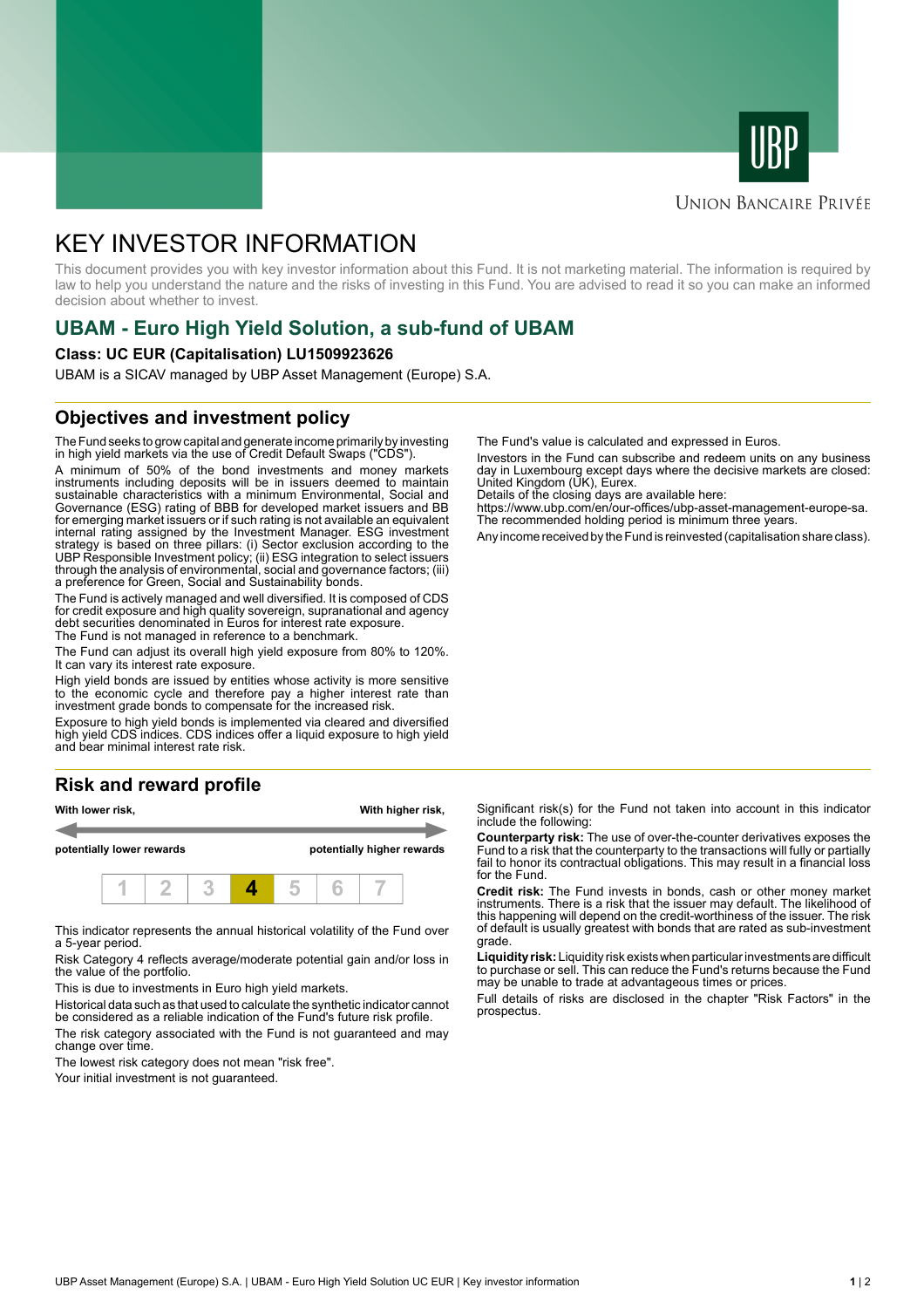Union Bancaire Privée

# KEY INVESTOR INFORMATION

This document provides you with key investor information about this Fund. It is not marketing material. The information is required by law to help you understand the nature and the risks of investing in this Fund. You are advised to read it so you can make an informed decision about whether to invest.

## UBAM - Euro High Yield Solution, a sub-fund of UBAM

**Class: UC EUR (Capitalisation) LU1509923626**

UBAM is a SICAV managed by UBP Asset Management (Europe) S.A.

### Objectives and investment policy

The Fund seeks to grow capital and generate income primarily by investing in high yield markets via the use of Credit Default Swaps ("CDS").

A minimum of 50% of the bond investments and money markets instruments including deposits will be in issuers deemed to maintain sustainable characteristics with a minimum Environmental, Social and Governance (ESG) rating of BBB for developed market issuers and BB for emerging market issuers or if such rating is not available an equivalent internal rating assigned by the Investment Manager. ESG investment strategy is based on three pillars: (i) Sector exclusion according to the UBP Responsible Investment policy; (ii) ESG integration to select issuers through the analysis of environmental, social and governance factors; (iii) a preference for Green, Social and Sustainability bonds.

The Fund is actively managed and well diversified. It is composed of CDS for credit exposure and high quality sovereign, supranational and agency debt securities denominated in Euros for interest rate exposure.

The Fund is not managed in reference to a benchmark.

The Fund can adjust its overall high yield exposure from 80% to 120%. It can vary its interest rate exposure.

High yield bonds are issued by entities whose activity is more sensitive to the economic cycle and therefore pay a higher interest rate than investment grade bonds to compensate for the increased risk.

Exposure to high yield bonds is implemented via cleared and diversified high yield CDS indices. CDS indices offer a liquid exposure to high yield and bear minimal interest rate risk.

The Fund's value is calculated and expressed in Euros.

Investors in the Fund can subscribe and redeem units on any business day in Luxembourg except days where the decisive markets are closed: United Kingdom (UK), Eurex.

Details of the closing days are available here:
https://www.ubp.com/en/our-offices/ubp-asset-management-europe-sa.

The recommended holding period is minimum three years.

Any income received by the Fund is reinvested (capitalisation share class).

### Risk and reward profile

**With lower risk,** **potentially lower rewards** — **With higher risk,** **potentially higher rewards**

| 1 | 2 | 3 | **4** | 5 | 6 | 7 |
|---|---|---|---|---|---|---|

This indicator represents the annual historical volatility of the Fund over a 5-year period.

Risk Category 4 reflects average/moderate potential gain and/or loss in the value of the portfolio.

This is due to investments in Euro high yield markets.

Historical data such as that used to calculate the synthetic indicator cannot be considered as a reliable indication of the Fund's future risk profile.

The risk category associated with the Fund is not guaranteed and may change over time.

The lowest risk category does not mean "risk free".

Your initial investment is not guaranteed.

Significant risk(s) for the Fund not taken into account in this indicator include the following:

**Counterparty risk:** The use of over-the-counter derivatives exposes the Fund to a risk that the counterparty to the transactions will fully or partially fail to honor its contractual obligations. This may result in a financial loss for the Fund.

**Credit risk:** The Fund invests in bonds, cash or other money market instruments. There is a risk that the issuer may default. The likelihood of this happening will depend on the credit-worthiness of the issuer. The risk of default is usually greatest with bonds that are rated as sub-investment grade.

**Liquidity risk:** Liquidity risk exists when particular investments are difficult to purchase or sell. This can reduce the Fund's returns because the Fund may be unable to trade at advantageous times or prices.

Full details of risks are disclosed in the chapter "Risk Factors" in the prospectus.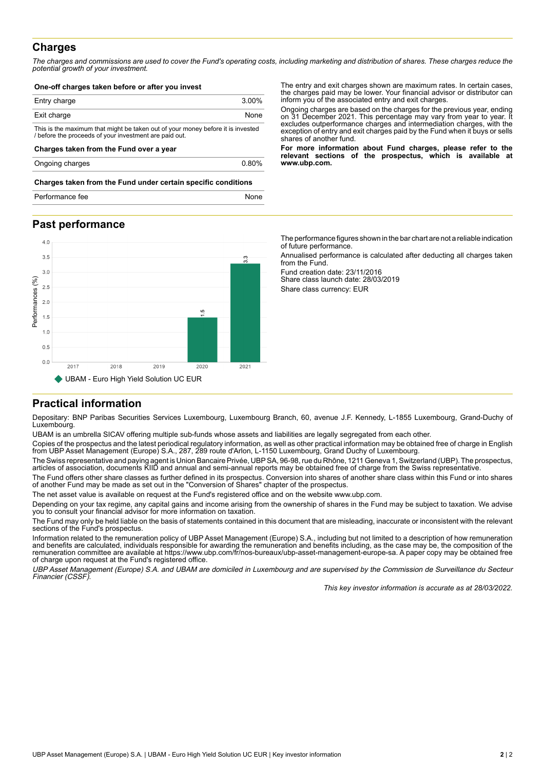## Charges

*The charges and commissions are used to cover the Fund's operating costs, including marketing and distribution of shares. These charges reduce the potential growth of your investment.*

| **One-off charges taken before or after you invest** | |
|---|---|
| Entry charge | 3.00% |
| Exit charge | None |

This is the maximum that might be taken out of your money before it is invested / before the proceeds of your investment are paid out.

| **Charges taken from the Fund over a year** | |
|---|---|
| Ongoing charges | 0.80% |

| **Charges taken from the Fund under certain specific conditions** | |
|---|---|
| Performance fee | None |

The entry and exit charges shown are maximum rates. In certain cases, the charges paid may be lower. Your financial advisor or distributor can inform you of the associated entry and exit charges.

Ongoing charges are based on the charges for the previous year, ending on 31 December 2021. This percentage may vary from year to year. It excludes outperformance charges and intermediation charges, with the exception of entry and exit charges paid by the Fund when it buys or sells shares of another fund.

**For more information about Fund charges, please refer to the relevant sections of the prospectus, which is available at www.ubp.com.**

## Past performance

Performances (%)

4.0
3.5
3.0
2.5
2.0
1.5
1.0
0.5
0.0

2017 2018 2019 2020 2021

1.5
3.3

UBAM - Euro High Yield Solution UC EUR

The performance figures shown in the bar chart are not a reliable indication of future performance.

Annualised performance is calculated after deducting all charges taken from the Fund.

Fund creation date: 23/11/2016
Share class launch date: 28/03/2019
Share class currency: EUR

## Practical information

Depositary: BNP Paribas Securities Services Luxembourg, Luxembourg Branch, 60, avenue J.F. Kennedy, L-1855 Luxembourg, Grand-Duchy of Luxembourg.

UBAM is an umbrella SICAV offering multiple sub-funds whose assets and liabilities are legally segregated from each other.

Copies of the prospectus and the latest periodical regulatory information, as well as other practical information may be obtained free of charge in English from UBP Asset Management (Europe) S.A., 287, 289 route d'Arlon, L-1150 Luxembourg, Grand Duchy of Luxembourg.

The Swiss representative and paying agent is Union Bancaire Privée, UBP SA, 96-98, rue du Rhône, 1211 Geneva 1, Switzerland (UBP). The prospectus, articles of association, documents KIID and annual and semi-annual reports may be obtained free of charge from the Swiss representative.

The Fund offers other share classes as further defined in its prospectus. Conversion into shares of another share class within this Fund or into shares of another Fund may be made as set out in the "Conversion of Shares" chapter of the prospectus.

The net asset value is available on request at the Fund's registered office and on the website www.ubp.com.

Depending on your tax regime, any capital gains and income arising from the ownership of shares in the Fund may be subject to taxation. We advise you to consult your financial advisor for more information on taxation.

The Fund may only be held liable on the basis of statements contained in this document that are misleading, inaccurate or inconsistent with the relevant sections of the Fund's prospectus.

Information related to the remuneration policy of UBP Asset Management (Europe) S.A., including but not limited to a description of how remuneration and benefits are calculated, individuals responsible for awarding the remuneration and benefits including, as the case may be, the composition of the remuneration committee are available at https://www.ubp.com/fr/nos-bureaux/ubp-asset-management-europe-sa. A paper copy may be obtained free of charge upon request at the Fund's registered office.

*UBP Asset Management (Europe) S.A. and UBAM are domiciled in Luxembourg and are supervised by the Commission de Surveillance du Secteur Financier (CSSF).*

*This key investor information is accurate as at 28/03/2022.*